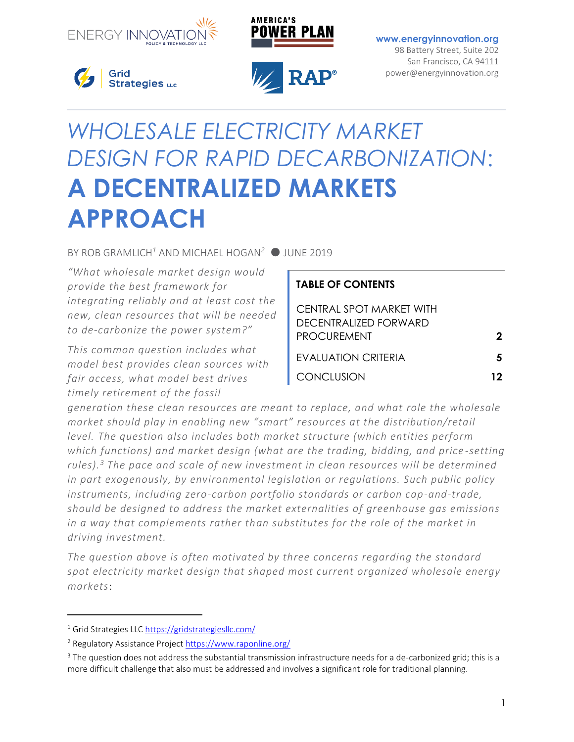ENERGY INNOVATION POLICY & TECHNOLOGY LLC

AMERICA'S POWER PLAN

Grid Strategies LLC

RAP®

**www.energyinnovation.org**
98 Battery Street, Suite 202
San Francisco, CA 94111
power@energyinnovation.org

# *WHOLESALE ELECTRICITY MARKET DESIGN FOR RAPID DECARBONIZATION:* **A DECENTRALIZED MARKETS APPROACH**

BY ROB GRAMLICH[1] AND MICHAEL HOGAN[2] ● JUNE 2019

**TABLE OF CONTENTS**

| | |
|---|---|
| CENTRAL SPOT MARKET WITH DECENTRALIZED FORWARD PROCUREMENT | **2** |
| EVALUATION CRITERIA | **5** |
| CONCLUSION | **12** |

*"What wholesale market design would provide the best framework for integrating reliably and at least cost the new, clean resources that will be needed to de-carbonize the power system?"*

*This common question includes what model best provides clean sources with fair access, what model best drives timely retirement of the fossil generation these clean resources are meant to replace, and what role the wholesale market should play in enabling new "smart" resources at the distribution/retail level. The question also includes both market structure (which entities perform which functions) and market design (what are the trading, bidding, and price-setting rules).[3] The pace and scale of new investment in clean resources will be determined in part exogenously, by environmental legislation or regulations. Such public policy instruments, including zero-carbon portfolio standards or carbon cap-and-trade, should be designed to address the market externalities of greenhouse gas emissions in a way that complements rather than substitutes for the role of the market in driving investment.*

*The question above is often motivated by three concerns regarding the standard spot electricity market design that shaped most current organized wholesale energy markets*:

---

[1] Grid Strategies LLC https://gridstrategiesllc.com/

[2] Regulatory Assistance Project https://www.raponline.org/

[3] The question does not address the substantial transmission infrastructure needs for a de-carbonized grid; this is a more difficult challenge that also must be addressed and involves a significant role for traditional planning.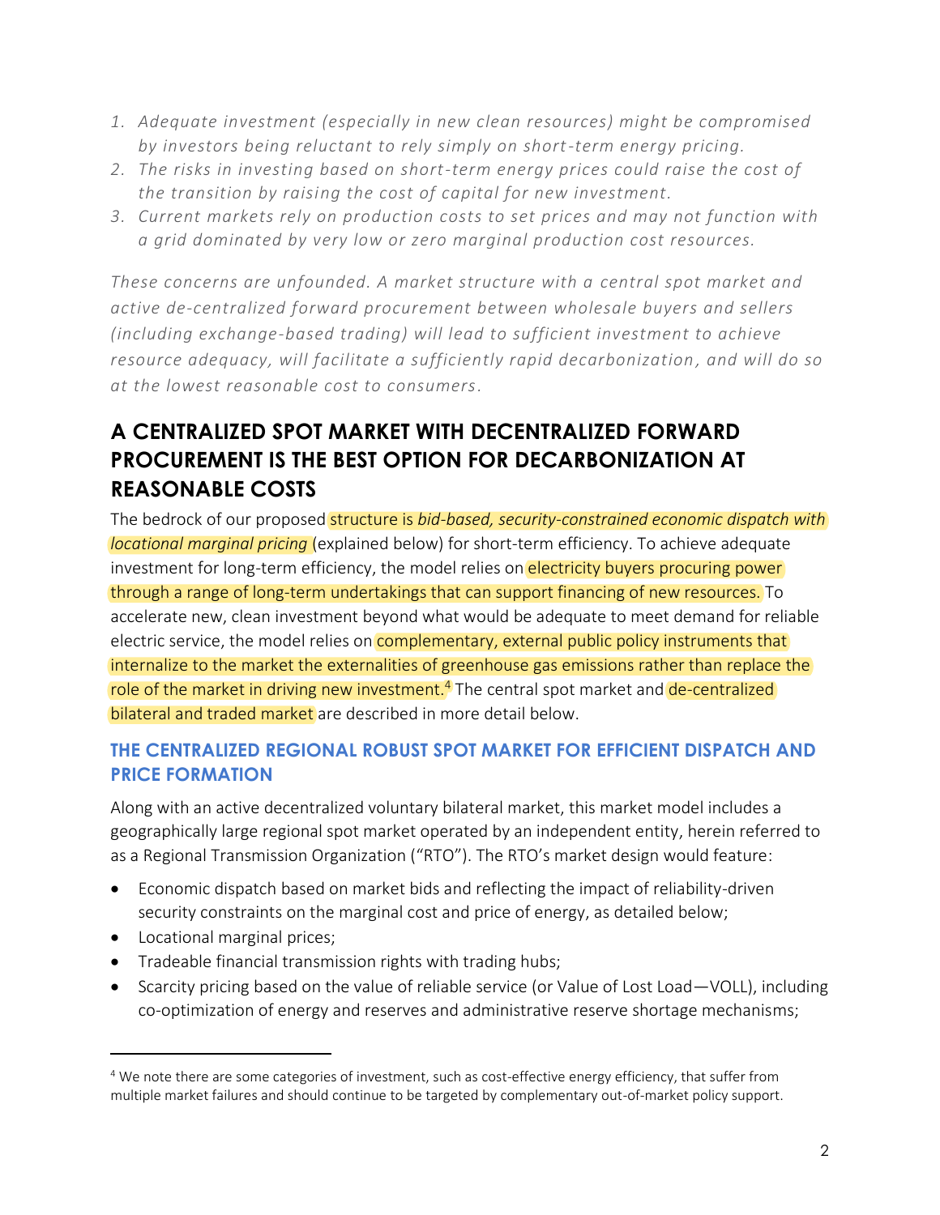1. *Adequate investment (especially in new clean resources) might be compromised by investors being reluctant to rely simply on short-term energy pricing.*
2. *The risks in investing based on short-term energy prices could raise the cost of the transition by raising the cost of capital for new investment.*
3. *Current markets rely on production costs to set prices and may not function with a grid dominated by very low or zero marginal production cost resources.*

*These concerns are unfounded. A market structure with a central spot market and active de-centralized forward procurement between wholesale buyers and sellers (including exchange-based trading) will lead to sufficient investment to achieve resource adequacy, will facilitate a sufficiently rapid decarbonization, and will do so at the lowest reasonable cost to consumers.*

## A CENTRALIZED SPOT MARKET WITH DECENTRALIZED FORWARD PROCUREMENT IS THE BEST OPTION FOR DECARBONIZATION AT REASONABLE COSTS

The bedrock of our proposed structure is *bid-based, security-constrained economic dispatch with locational marginal pricing* (explained below) for short-term efficiency. To achieve adequate investment for long-term efficiency, the model relies on electricity buyers procuring power through a range of long-term undertakings that can support financing of new resources. To accelerate new, clean investment beyond what would be adequate to meet demand for reliable electric service, the model relies on complementary, external public policy instruments that internalize to the market the externalities of greenhouse gas emissions rather than replace the role of the market in driving new investment.[4] The central spot market and de-centralized bilateral and traded market are described in more detail below.

### THE CENTRALIZED REGIONAL ROBUST SPOT MARKET FOR EFFICIENT DISPATCH AND PRICE FORMATION

Along with an active decentralized voluntary bilateral market, this market model includes a geographically large regional spot market operated by an independent entity, herein referred to as a Regional Transmission Organization ("RTO"). The RTO's market design would feature:

- Economic dispatch based on market bids and reflecting the impact of reliability-driven security constraints on the marginal cost and price of energy, as detailed below;
- Locational marginal prices;
- Tradeable financial transmission rights with trading hubs;
- Scarcity pricing based on the value of reliable service (or Value of Lost Load—VOLL), including co-optimization of energy and reserves and administrative reserve shortage mechanisms;

[4] We note there are some categories of investment, such as cost-effective energy efficiency, that suffer from multiple market failures and should continue to be targeted by complementary out-of-market policy support.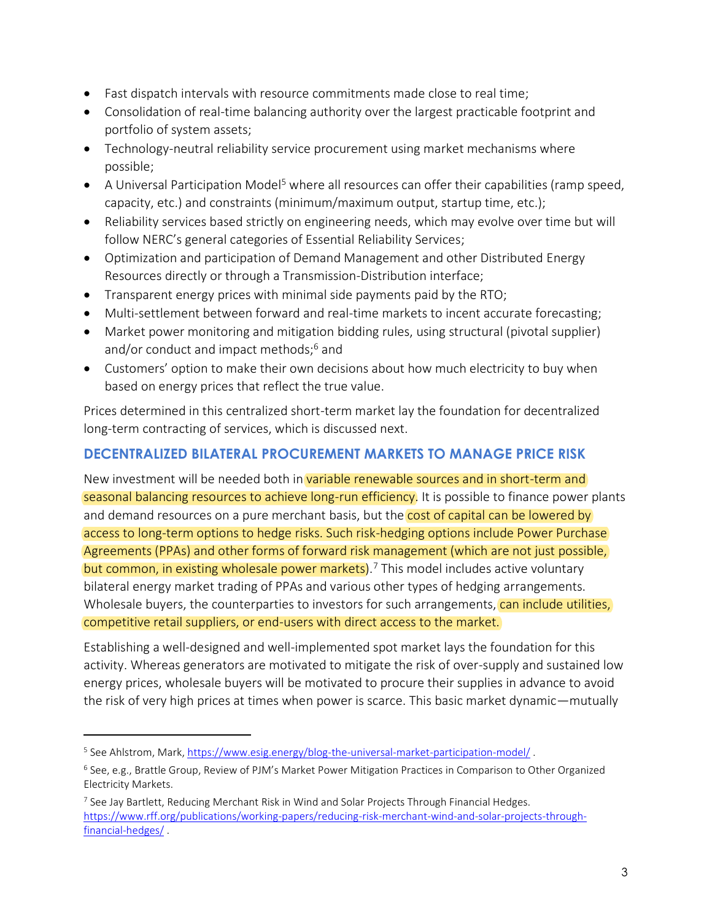- Fast dispatch intervals with resource commitments made close to real time;
- Consolidation of real-time balancing authority over the largest practicable footprint and portfolio of system assets;
- Technology-neutral reliability service procurement using market mechanisms where possible;
- A Universal Participation Model[5] where all resources can offer their capabilities (ramp speed, capacity, etc.) and constraints (minimum/maximum output, startup time, etc.);
- Reliability services based strictly on engineering needs, which may evolve over time but will follow NERC's general categories of Essential Reliability Services;
- Optimization and participation of Demand Management and other Distributed Energy Resources directly or through a Transmission-Distribution interface;
- Transparent energy prices with minimal side payments paid by the RTO;
- Multi-settlement between forward and real-time markets to incent accurate forecasting;
- Market power monitoring and mitigation bidding rules, using structural (pivotal supplier) and/or conduct and impact methods;[6] and
- Customers' option to make their own decisions about how much electricity to buy when based on energy prices that reflect the true value.

Prices determined in this centralized short-term market lay the foundation for decentralized long-term contracting of services, which is discussed next.

### DECENTRALIZED BILATERAL PROCUREMENT MARKETS TO MANAGE PRICE RISK

New investment will be needed both in variable renewable sources and in short-term and seasonal balancing resources to achieve long-run efficiency. It is possible to finance power plants and demand resources on a pure merchant basis, but the cost of capital can be lowered by access to long-term options to hedge risks. Such risk-hedging options include Power Purchase Agreements (PPAs) and other forms of forward risk management (which are not just possible, but common, in existing wholesale power markets).[7] This model includes active voluntary bilateral energy market trading of PPAs and various other types of hedging arrangements. Wholesale buyers, the counterparties to investors for such arrangements, can include utilities, competitive retail suppliers, or end-users with direct access to the market.

Establishing a well-designed and well-implemented spot market lays the foundation for this activity. Whereas generators are motivated to mitigate the risk of over-supply and sustained low energy prices, wholesale buyers will be motivated to procure their supplies in advance to avoid the risk of very high prices at times when power is scarce. This basic market dynamic—mutually

---

[5] See Ahlstrom, Mark, https://www.esig.energy/blog-the-universal-market-participation-model/ .

[6] See, e.g., Brattle Group, Review of PJM's Market Power Mitigation Practices in Comparison to Other Organized Electricity Markets.

[7] See Jay Bartlett, Reducing Merchant Risk in Wind and Solar Projects Through Financial Hedges. https://www.rff.org/publications/working-papers/reducing-risk-merchant-wind-and-solar-projects-through-financial-hedges/ .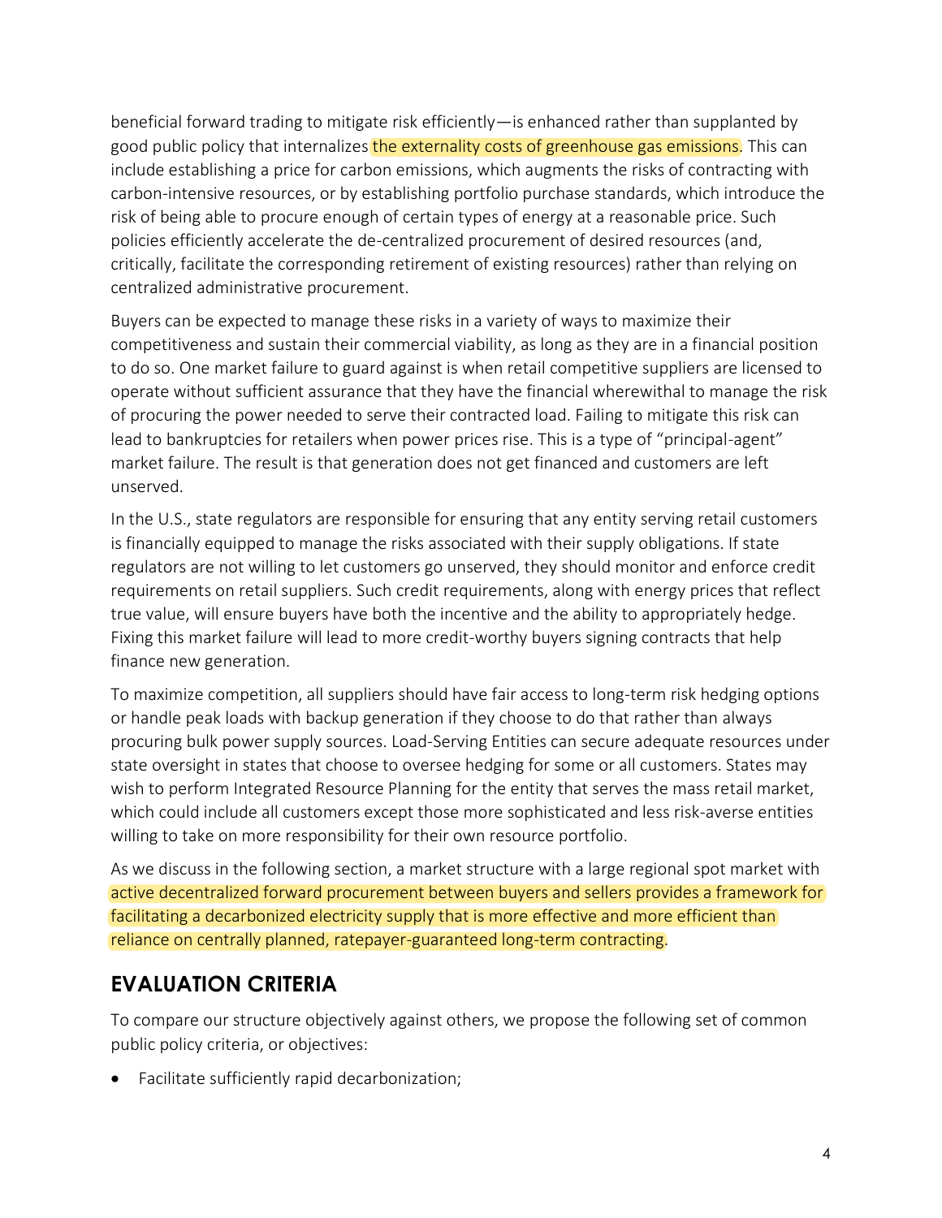beneficial forward trading to mitigate risk efficiently—is enhanced rather than supplanted by good public policy that internalizes the externality costs of greenhouse gas emissions. This can include establishing a price for carbon emissions, which augments the risks of contracting with carbon-intensive resources, or by establishing portfolio purchase standards, which introduce the risk of being able to procure enough of certain types of energy at a reasonable price. Such policies efficiently accelerate the de-centralized procurement of desired resources (and, critically, facilitate the corresponding retirement of existing resources) rather than relying on centralized administrative procurement.

Buyers can be expected to manage these risks in a variety of ways to maximize their competitiveness and sustain their commercial viability, as long as they are in a financial position to do so. One market failure to guard against is when retail competitive suppliers are licensed to operate without sufficient assurance that they have the financial wherewithal to manage the risk of procuring the power needed to serve their contracted load. Failing to mitigate this risk can lead to bankruptcies for retailers when power prices rise. This is a type of "principal-agent" market failure. The result is that generation does not get financed and customers are left unserved.

In the U.S., state regulators are responsible for ensuring that any entity serving retail customers is financially equipped to manage the risks associated with their supply obligations. If state regulators are not willing to let customers go unserved, they should monitor and enforce credit requirements on retail suppliers. Such credit requirements, along with energy prices that reflect true value, will ensure buyers have both the incentive and the ability to appropriately hedge. Fixing this market failure will lead to more credit-worthy buyers signing contracts that help finance new generation.

To maximize competition, all suppliers should have fair access to long-term risk hedging options or handle peak loads with backup generation if they choose to do that rather than always procuring bulk power supply sources. Load-Serving Entities can secure adequate resources under state oversight in states that choose to oversee hedging for some or all customers. States may wish to perform Integrated Resource Planning for the entity that serves the mass retail market, which could include all customers except those more sophisticated and less risk-averse entities willing to take on more responsibility for their own resource portfolio.

As we discuss in the following section, a market structure with a large regional spot market with active decentralized forward procurement between buyers and sellers provides a framework for facilitating a decarbonized electricity supply that is more effective and more efficient than reliance on centrally planned, ratepayer-guaranteed long-term contracting.

## EVALUATION CRITERIA

To compare our structure objectively against others, we propose the following set of common public policy criteria, or objectives:

- Facilitate sufficiently rapid decarbonization;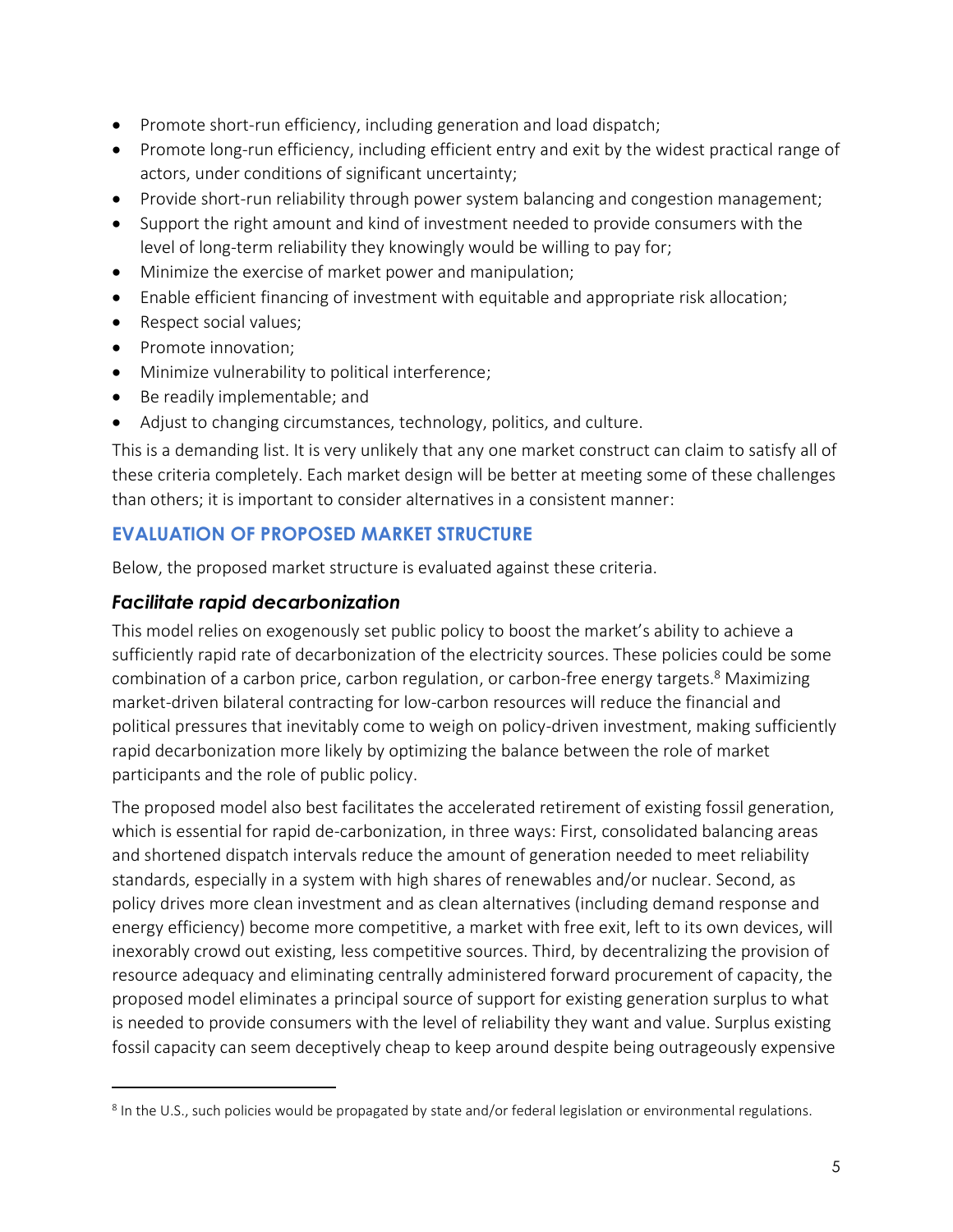- Promote short-run efficiency, including generation and load dispatch;
- Promote long-run efficiency, including efficient entry and exit by the widest practical range of actors, under conditions of significant uncertainty;
- Provide short-run reliability through power system balancing and congestion management;
- Support the right amount and kind of investment needed to provide consumers with the level of long-term reliability they knowingly would be willing to pay for;
- Minimize the exercise of market power and manipulation;
- Enable efficient financing of investment with equitable and appropriate risk allocation;
- Respect social values;
- Promote innovation;
- Minimize vulnerability to political interference;
- Be readily implementable; and
- Adjust to changing circumstances, technology, politics, and culture.

This is a demanding list. It is very unlikely that any one market construct can claim to satisfy all of these criteria completely. Each market design will be better at meeting some of these challenges than others; it is important to consider alternatives in a consistent manner:

## EVALUATION OF PROPOSED MARKET STRUCTURE

Below, the proposed market structure is evaluated against these criteria.

### *Facilitate rapid decarbonization*

This model relies on exogenously set public policy to boost the market's ability to achieve a sufficiently rapid rate of decarbonization of the electricity sources. These policies could be some combination of a carbon price, carbon regulation, or carbon-free energy targets.[8] Maximizing market-driven bilateral contracting for low-carbon resources will reduce the financial and political pressures that inevitably come to weigh on policy-driven investment, making sufficiently rapid decarbonization more likely by optimizing the balance between the role of market participants and the role of public policy.

The proposed model also best facilitates the accelerated retirement of existing fossil generation, which is essential for rapid de-carbonization, in three ways: First, consolidated balancing areas and shortened dispatch intervals reduce the amount of generation needed to meet reliability standards, especially in a system with high shares of renewables and/or nuclear. Second, as policy drives more clean investment and as clean alternatives (including demand response and energy efficiency) become more competitive, a market with free exit, left to its own devices, will inexorably crowd out existing, less competitive sources. Third, by decentralizing the provision of resource adequacy and eliminating centrally administered forward procurement of capacity, the proposed model eliminates a principal source of support for existing generation surplus to what is needed to provide consumers with the level of reliability they want and value. Surplus existing fossil capacity can seem deceptively cheap to keep around despite being outrageously expensive

---

[8] In the U.S., such policies would be propagated by state and/or federal legislation or environmental regulations.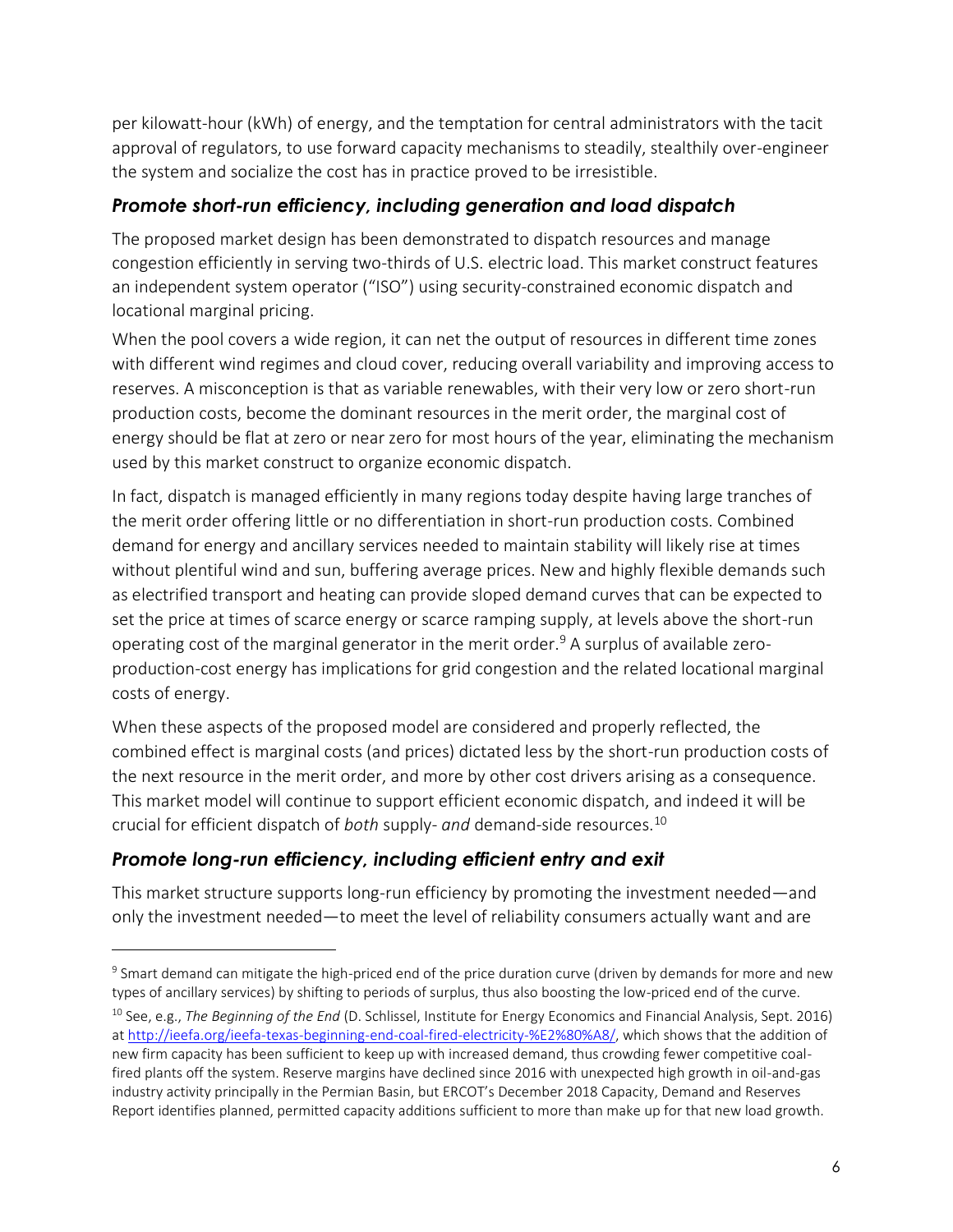per kilowatt-hour (kWh) of energy, and the temptation for central administrators with the tacit approval of regulators, to use forward capacity mechanisms to steadily, stealthily over-engineer the system and socialize the cost has in practice proved to be irresistible.

### *Promote short-run efficiency, including generation and load dispatch*

The proposed market design has been demonstrated to dispatch resources and manage congestion efficiently in serving two-thirds of U.S. electric load. This market construct features an independent system operator ("ISO") using security-constrained economic dispatch and locational marginal pricing.

When the pool covers a wide region, it can net the output of resources in different time zones with different wind regimes and cloud cover, reducing overall variability and improving access to reserves. A misconception is that as variable renewables, with their very low or zero short-run production costs, become the dominant resources in the merit order, the marginal cost of energy should be flat at zero or near zero for most hours of the year, eliminating the mechanism used by this market construct to organize economic dispatch.

In fact, dispatch is managed efficiently in many regions today despite having large tranches of the merit order offering little or no differentiation in short-run production costs. Combined demand for energy and ancillary services needed to maintain stability will likely rise at times without plentiful wind and sun, buffering average prices. New and highly flexible demands such as electrified transport and heating can provide sloped demand curves that can be expected to set the price at times of scarce energy or scarce ramping supply, at levels above the short-run operating cost of the marginal generator in the merit order.[9] A surplus of available zero-production-cost energy has implications for grid congestion and the related locational marginal costs of energy.

When these aspects of the proposed model are considered and properly reflected, the combined effect is marginal costs (and prices) dictated less by the short-run production costs of the next resource in the merit order, and more by other cost drivers arising as a consequence. This market model will continue to support efficient economic dispatch, and indeed it will be crucial for efficient dispatch of *both* supply- *and* demand-side resources.[10]

### *Promote long-run efficiency, including efficient entry and exit*

This market structure supports long-run efficiency by promoting the investment needed—and only the investment needed—to meet the level of reliability consumers actually want and are

---

[9] Smart demand can mitigate the high-priced end of the price duration curve (driven by demands for more and new types of ancillary services) by shifting to periods of surplus, thus also boosting the low-priced end of the curve.

[10] See, e.g., *The Beginning of the End* (D. Schlissel, Institute for Energy Economics and Financial Analysis, Sept. 2016) at http://ieefa.org/ieefa-texas-beginning-end-coal-fired-electricity-%E2%80%A8/, which shows that the addition of new firm capacity has been sufficient to keep up with increased demand, thus crowding fewer competitive coal-fired plants off the system. Reserve margins have declined since 2016 with unexpected high growth in oil-and-gas industry activity principally in the Permian Basin, but ERCOT's December 2018 Capacity, Demand and Reserves Report identifies planned, permitted capacity additions sufficient to more than make up for that new load growth.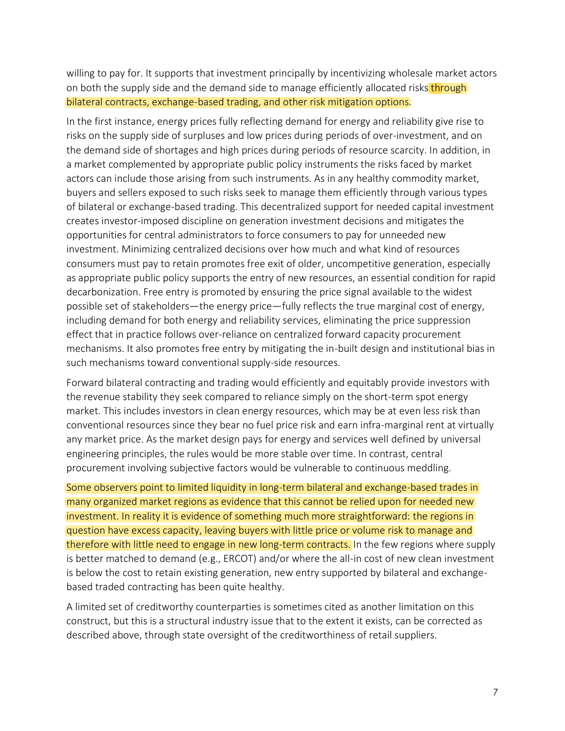willing to pay for. It supports that investment principally by incentivizing wholesale market actors on both the supply side and the demand side to manage efficiently allocated risks through bilateral contracts, exchange-based trading, and other risk mitigation options.

In the first instance, energy prices fully reflecting demand for energy and reliability give rise to risks on the supply side of surpluses and low prices during periods of over-investment, and on the demand side of shortages and high prices during periods of resource scarcity. In addition, in a market complemented by appropriate public policy instruments the risks faced by market actors can include those arising from such instruments. As in any healthy commodity market, buyers and sellers exposed to such risks seek to manage them efficiently through various types of bilateral or exchange-based trading. This decentralized support for needed capital investment creates investor-imposed discipline on generation investment decisions and mitigates the opportunities for central administrators to force consumers to pay for unneeded new investment. Minimizing centralized decisions over how much and what kind of resources consumers must pay to retain promotes free exit of older, uncompetitive generation, especially as appropriate public policy supports the entry of new resources, an essential condition for rapid decarbonization. Free entry is promoted by ensuring the price signal available to the widest possible set of stakeholders—the energy price—fully reflects the true marginal cost of energy, including demand for both energy and reliability services, eliminating the price suppression effect that in practice follows over-reliance on centralized forward capacity procurement mechanisms. It also promotes free entry by mitigating the in-built design and institutional bias in such mechanisms toward conventional supply-side resources.

Forward bilateral contracting and trading would efficiently and equitably provide investors with the revenue stability they seek compared to reliance simply on the short-term spot energy market. This includes investors in clean energy resources, which may be at even less risk than conventional resources since they bear no fuel price risk and earn infra-marginal rent at virtually any market price. As the market design pays for energy and services well defined by universal engineering principles, the rules would be more stable over time. In contrast, central procurement involving subjective factors would be vulnerable to continuous meddling.

Some observers point to limited liquidity in long-term bilateral and exchange-based trades in many organized market regions as evidence that this cannot be relied upon for needed new investment. In reality it is evidence of something much more straightforward: the regions in question have excess capacity, leaving buyers with little price or volume risk to manage and therefore with little need to engage in new long-term contracts. In the few regions where supply is better matched to demand (e.g., ERCOT) and/or where the all-in cost of new clean investment is below the cost to retain existing generation, new entry supported by bilateral and exchange-based traded contracting has been quite healthy.

A limited set of creditworthy counterparties is sometimes cited as another limitation on this construct, but this is a structural industry issue that to the extent it exists, can be corrected as described above, through state oversight of the creditworthiness of retail suppliers.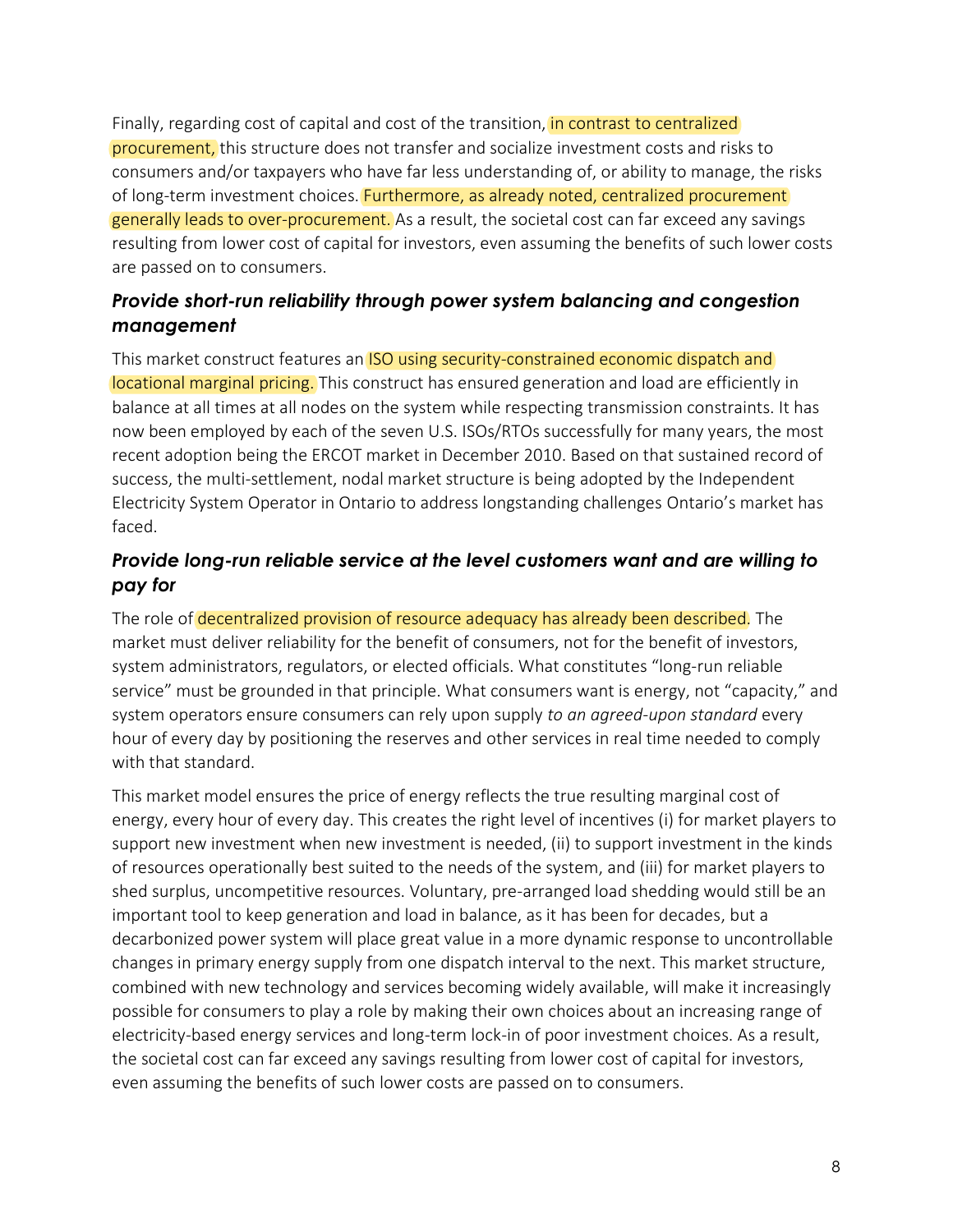Finally, regarding cost of capital and cost of the transition, in contrast to centralized procurement, this structure does not transfer and socialize investment costs and risks to consumers and/or taxpayers who have far less understanding of, or ability to manage, the risks of long-term investment choices. Furthermore, as already noted, centralized procurement generally leads to over-procurement. As a result, the societal cost can far exceed any savings resulting from lower cost of capital for investors, even assuming the benefits of such lower costs are passed on to consumers.

### *Provide short-run reliability through power system balancing and congestion management*

This market construct features an ISO using security-constrained economic dispatch and locational marginal pricing. This construct has ensured generation and load are efficiently in balance at all times at all nodes on the system while respecting transmission constraints. It has now been employed by each of the seven U.S. ISOs/RTOs successfully for many years, the most recent adoption being the ERCOT market in December 2010. Based on that sustained record of success, the multi-settlement, nodal market structure is being adopted by the Independent Electricity System Operator in Ontario to address longstanding challenges Ontario's market has faced.

### *Provide long-run reliable service at the level customers want and are willing to pay for*

The role of decentralized provision of resource adequacy has already been described. The market must deliver reliability for the benefit of consumers, not for the benefit of investors, system administrators, regulators, or elected officials. What constitutes "long-run reliable service" must be grounded in that principle. What consumers want is energy, not "capacity," and system operators ensure consumers can rely upon supply *to an agreed-upon standard* every hour of every day by positioning the reserves and other services in real time needed to comply with that standard.

This market model ensures the price of energy reflects the true resulting marginal cost of energy, every hour of every day. This creates the right level of incentives (i) for market players to support new investment when new investment is needed, (ii) to support investment in the kinds of resources operationally best suited to the needs of the system, and (iii) for market players to shed surplus, uncompetitive resources. Voluntary, pre-arranged load shedding would still be an important tool to keep generation and load in balance, as it has been for decades, but a decarbonized power system will place great value in a more dynamic response to uncontrollable changes in primary energy supply from one dispatch interval to the next. This market structure, combined with new technology and services becoming widely available, will make it increasingly possible for consumers to play a role by making their own choices about an increasing range of electricity-based energy services and long-term lock-in of poor investment choices. As a result, the societal cost can far exceed any savings resulting from lower cost of capital for investors, even assuming the benefits of such lower costs are passed on to consumers.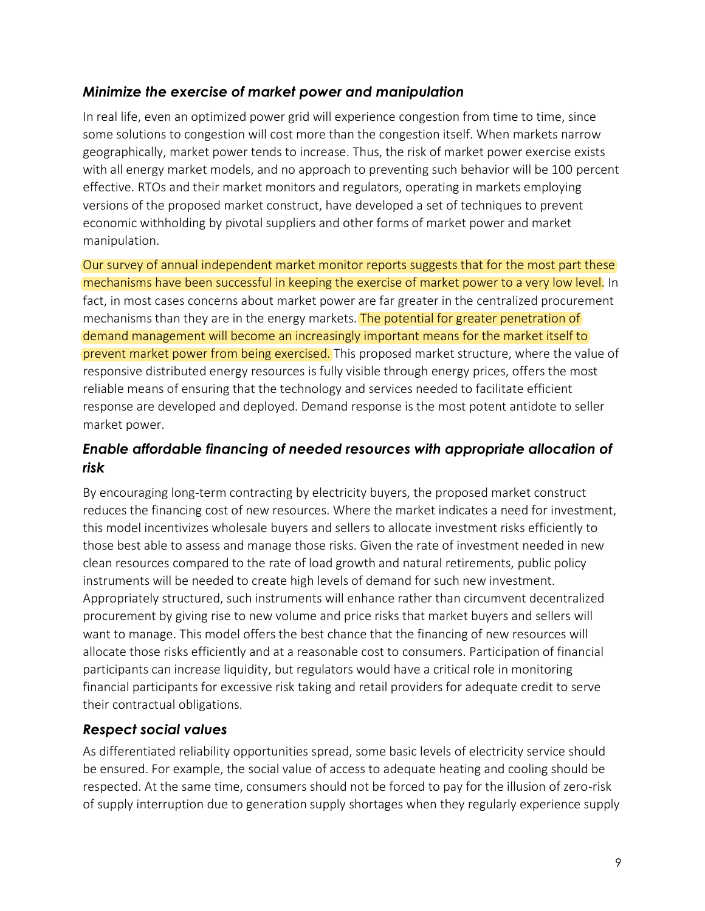### *Minimize the exercise of market power and manipulation*

In real life, even an optimized power grid will experience congestion from time to time, since some solutions to congestion will cost more than the congestion itself. When markets narrow geographically, market power tends to increase. Thus, the risk of market power exercise exists with all energy market models, and no approach to preventing such behavior will be 100 percent effective. RTOs and their market monitors and regulators, operating in markets employing versions of the proposed market construct, have developed a set of techniques to prevent economic withholding by pivotal suppliers and other forms of market power and market manipulation.

Our survey of annual independent market monitor reports suggests that for the most part these mechanisms have been successful in keeping the exercise of market power to a very low level. In fact, in most cases concerns about market power are far greater in the centralized procurement mechanisms than they are in the energy markets. The potential for greater penetration of demand management will become an increasingly important means for the market itself to prevent market power from being exercised. This proposed market structure, where the value of responsive distributed energy resources is fully visible through energy prices, offers the most reliable means of ensuring that the technology and services needed to facilitate efficient response are developed and deployed. Demand response is the most potent antidote to seller market power.

### *Enable affordable financing of needed resources with appropriate allocation of risk*

By encouraging long-term contracting by electricity buyers, the proposed market construct reduces the financing cost of new resources. Where the market indicates a need for investment, this model incentivizes wholesale buyers and sellers to allocate investment risks efficiently to those best able to assess and manage those risks. Given the rate of investment needed in new clean resources compared to the rate of load growth and natural retirements, public policy instruments will be needed to create high levels of demand for such new investment. Appropriately structured, such instruments will enhance rather than circumvent decentralized procurement by giving rise to new volume and price risks that market buyers and sellers will want to manage. This model offers the best chance that the financing of new resources will allocate those risks efficiently and at a reasonable cost to consumers. Participation of financial participants can increase liquidity, but regulators would have a critical role in monitoring financial participants for excessive risk taking and retail providers for adequate credit to serve their contractual obligations.

### *Respect social values*

As differentiated reliability opportunities spread, some basic levels of electricity service should be ensured. For example, the social value of access to adequate heating and cooling should be respected. At the same time, consumers should not be forced to pay for the illusion of zero-risk of supply interruption due to generation supply shortages when they regularly experience supply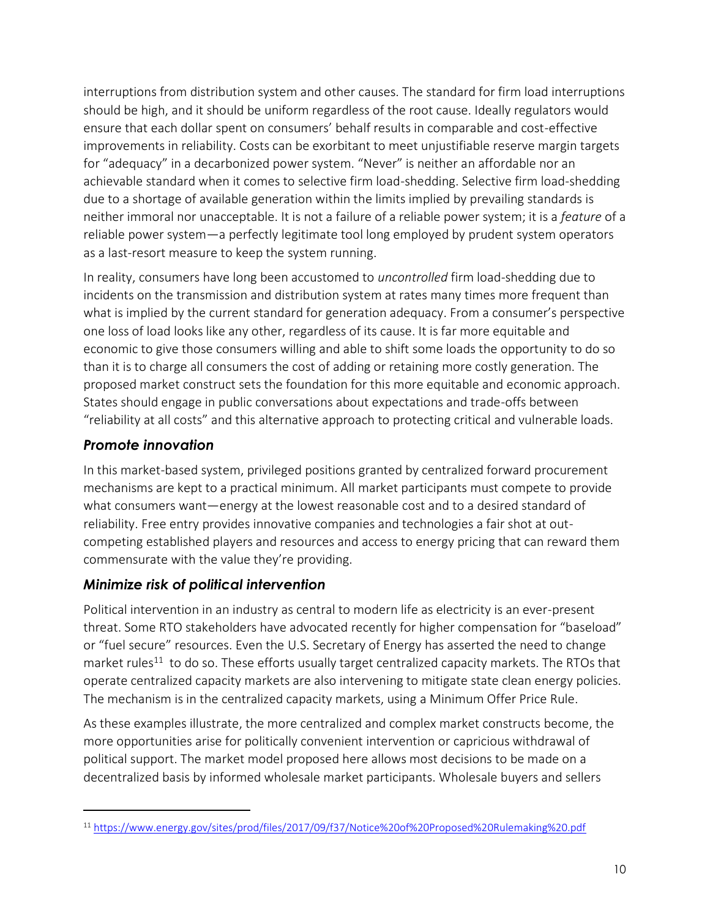interruptions from distribution system and other causes. The standard for firm load interruptions should be high, and it should be uniform regardless of the root cause. Ideally regulators would ensure that each dollar spent on consumers' behalf results in comparable and cost-effective improvements in reliability. Costs can be exorbitant to meet unjustifiable reserve margin targets for "adequacy" in a decarbonized power system. "Never" is neither an affordable nor an achievable standard when it comes to selective firm load-shedding. Selective firm load-shedding due to a shortage of available generation within the limits implied by prevailing standards is neither immoral nor unacceptable. It is not a failure of a reliable power system; it is a *feature* of a reliable power system—a perfectly legitimate tool long employed by prudent system operators as a last-resort measure to keep the system running.

In reality, consumers have long been accustomed to *uncontrolled* firm load-shedding due to incidents on the transmission and distribution system at rates many times more frequent than what is implied by the current standard for generation adequacy. From a consumer's perspective one loss of load looks like any other, regardless of its cause. It is far more equitable and economic to give those consumers willing and able to shift some loads the opportunity to do so than it is to charge all consumers the cost of adding or retaining more costly generation. The proposed market construct sets the foundation for this more equitable and economic approach. States should engage in public conversations about expectations and trade-offs between "reliability at all costs" and this alternative approach to protecting critical and vulnerable loads.

### *Promote innovation*

In this market-based system, privileged positions granted by centralized forward procurement mechanisms are kept to a practical minimum. All market participants must compete to provide what consumers want—energy at the lowest reasonable cost and to a desired standard of reliability. Free entry provides innovative companies and technologies a fair shot at out-competing established players and resources and access to energy pricing that can reward them commensurate with the value they're providing.

### *Minimize risk of political intervention*

Political intervention in an industry as central to modern life as electricity is an ever-present threat. Some RTO stakeholders have advocated recently for higher compensation for "baseload" or "fuel secure" resources. Even the U.S. Secretary of Energy has asserted the need to change market rules[11] to do so. These efforts usually target centralized capacity markets. The RTOs that operate centralized capacity markets are also intervening to mitigate state clean energy policies. The mechanism is in the centralized capacity markets, using a Minimum Offer Price Rule.

As these examples illustrate, the more centralized and complex market constructs become, the more opportunities arise for politically convenient intervention or capricious withdrawal of political support. The market model proposed here allows most decisions to be made on a decentralized basis by informed wholesale market participants. Wholesale buyers and sellers

---

[11] https://www.energy.gov/sites/prod/files/2017/09/f37/Notice%20of%20Proposed%20Rulemaking%20.pdf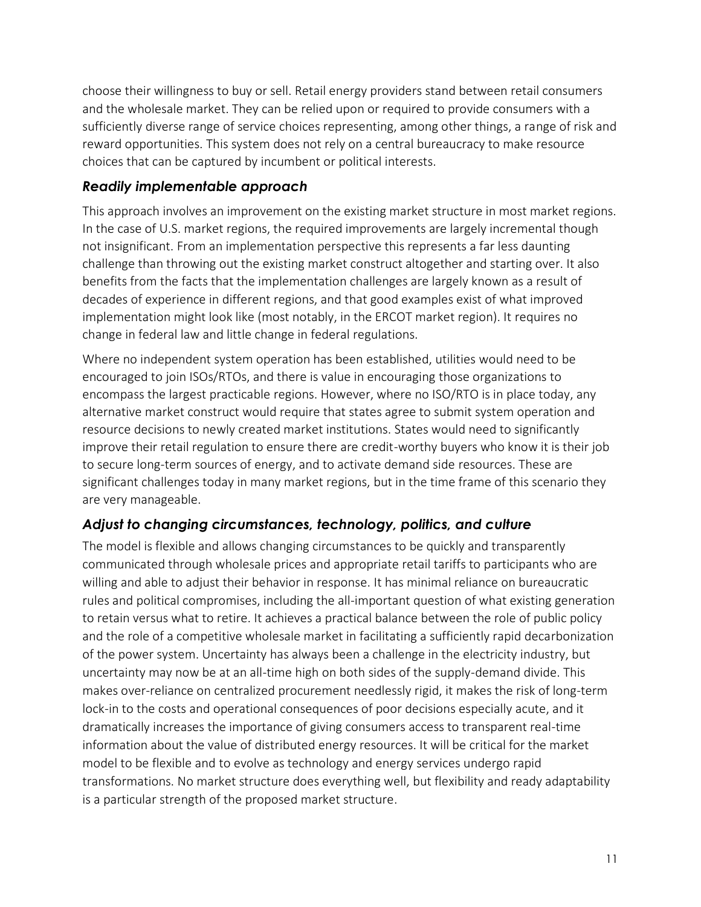choose their willingness to buy or sell. Retail energy providers stand between retail consumers and the wholesale market. They can be relied upon or required to provide consumers with a sufficiently diverse range of service choices representing, among other things, a range of risk and reward opportunities. This system does not rely on a central bureaucracy to make resource choices that can be captured by incumbent or political interests.

### *Readily implementable approach*

This approach involves an improvement on the existing market structure in most market regions. In the case of U.S. market regions, the required improvements are largely incremental though not insignificant. From an implementation perspective this represents a far less daunting challenge than throwing out the existing market construct altogether and starting over. It also benefits from the facts that the implementation challenges are largely known as a result of decades of experience in different regions, and that good examples exist of what improved implementation might look like (most notably, in the ERCOT market region). It requires no change in federal law and little change in federal regulations.

Where no independent system operation has been established, utilities would need to be encouraged to join ISOs/RTOs, and there is value in encouraging those organizations to encompass the largest practicable regions. However, where no ISO/RTO is in place today, any alternative market construct would require that states agree to submit system operation and resource decisions to newly created market institutions. States would need to significantly improve their retail regulation to ensure there are credit-worthy buyers who know it is their job to secure long-term sources of energy, and to activate demand side resources. These are significant challenges today in many market regions, but in the time frame of this scenario they are very manageable.

### *Adjust to changing circumstances, technology, politics, and culture*

The model is flexible and allows changing circumstances to be quickly and transparently communicated through wholesale prices and appropriate retail tariffs to participants who are willing and able to adjust their behavior in response. It has minimal reliance on bureaucratic rules and political compromises, including the all-important question of what existing generation to retain versus what to retire. It achieves a practical balance between the role of public policy and the role of a competitive wholesale market in facilitating a sufficiently rapid decarbonization of the power system. Uncertainty has always been a challenge in the electricity industry, but uncertainty may now be at an all-time high on both sides of the supply-demand divide. This makes over-reliance on centralized procurement needlessly rigid, it makes the risk of long-term lock-in to the costs and operational consequences of poor decisions especially acute, and it dramatically increases the importance of giving consumers access to transparent real-time information about the value of distributed energy resources. It will be critical for the market model to be flexible and to evolve as technology and energy services undergo rapid transformations. No market structure does everything well, but flexibility and ready adaptability is a particular strength of the proposed market structure.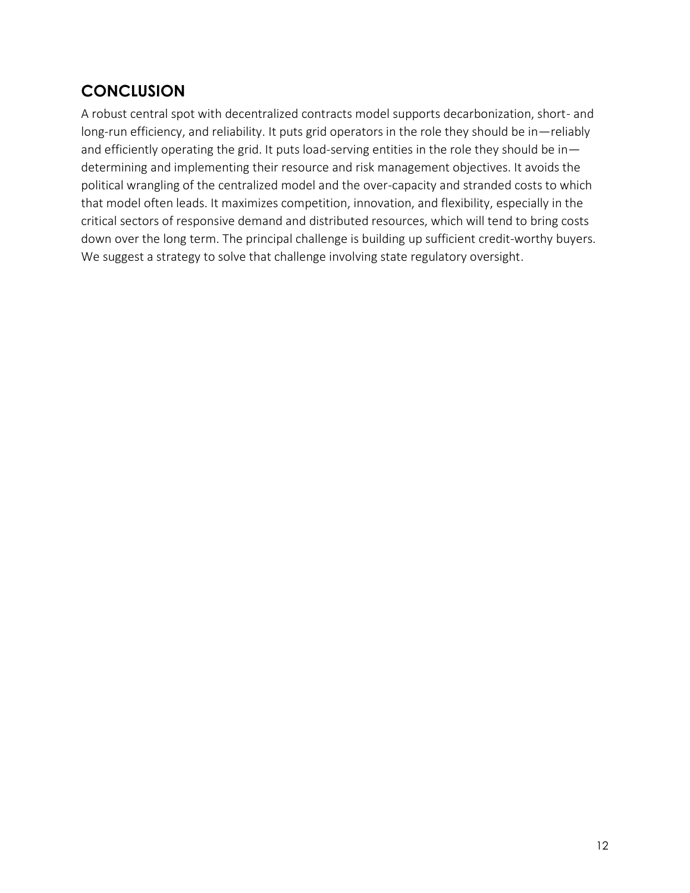## CONCLUSION

A robust central spot with decentralized contracts model supports decarbonization, short- and long-run efficiency, and reliability. It puts grid operators in the role they should be in—reliably and efficiently operating the grid. It puts load-serving entities in the role they should be in—determining and implementing their resource and risk management objectives. It avoids the political wrangling of the centralized model and the over-capacity and stranded costs to which that model often leads. It maximizes competition, innovation, and flexibility, especially in the critical sectors of responsive demand and distributed resources, which will tend to bring costs down over the long term. The principal challenge is building up sufficient credit-worthy buyers. We suggest a strategy to solve that challenge involving state regulatory oversight.